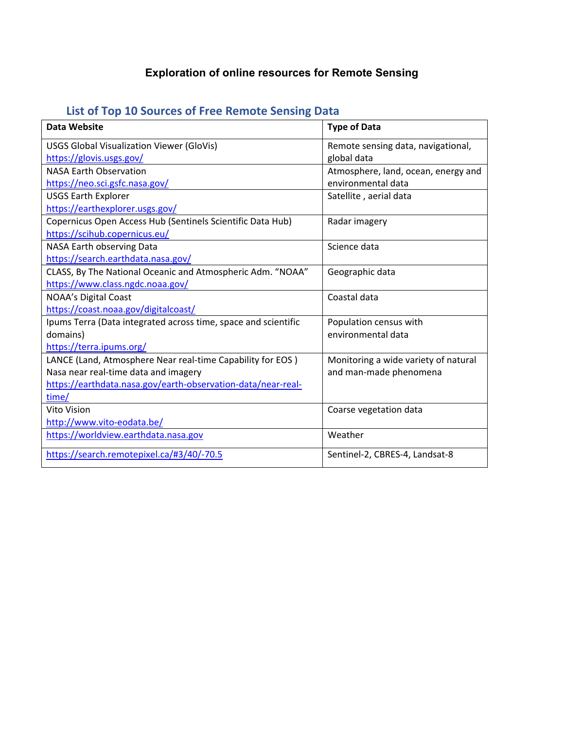# Exploration of online resources for Remote Sensing

## List of Top 10 Sources of Free Remote Sensing Data

| Data Website | Type of Data |
|---|---|
| USGS Global Visualization Viewer (GloVis) https://glovis.usgs.gov/ | Remote sensing data, navigational, global data |
| NASA Earth Observation https://neo.sci.gsfc.nasa.gov/ | Atmosphere, land, ocean, energy and environmental data |
| USGS Earth Explorer https://earthexplorer.usgs.gov/ | Satellite , aerial data |
| Copernicus Open Access Hub (Sentinels Scientific Data Hub) https://scihub.copernicus.eu/ | Radar imagery |
| NASA Earth observing Data https://search.earthdata.nasa.gov/ | Science data |
| CLASS, By The National Oceanic and Atmospheric Adm. "NOAA" https://www.class.ngdc.noaa.gov/ | Geographic data |
| NOAA's Digital Coast https://coast.noaa.gov/digitalcoast/ | Coastal data |
| Ipums Terra (Data integrated across time, space and scientific domains) https://terra.ipums.org/ | Population census with environmental data |
| LANCE (Land, Atmosphere Near real-time Capability for EOS ) Nasa near real-time data and imagery https://earthdata.nasa.gov/earth-observation-data/near-real-time/ | Monitoring a wide variety of natural and man-made phenomena |
| Vito Vision http://www.vito-eodata.be/ | Coarse vegetation data |
| https://worldview.earthdata.nasa.gov | Weather |
| https://search.remotepixel.ca/#3/40/-70.5 | Sentinel-2, CBRES-4, Landsat-8 |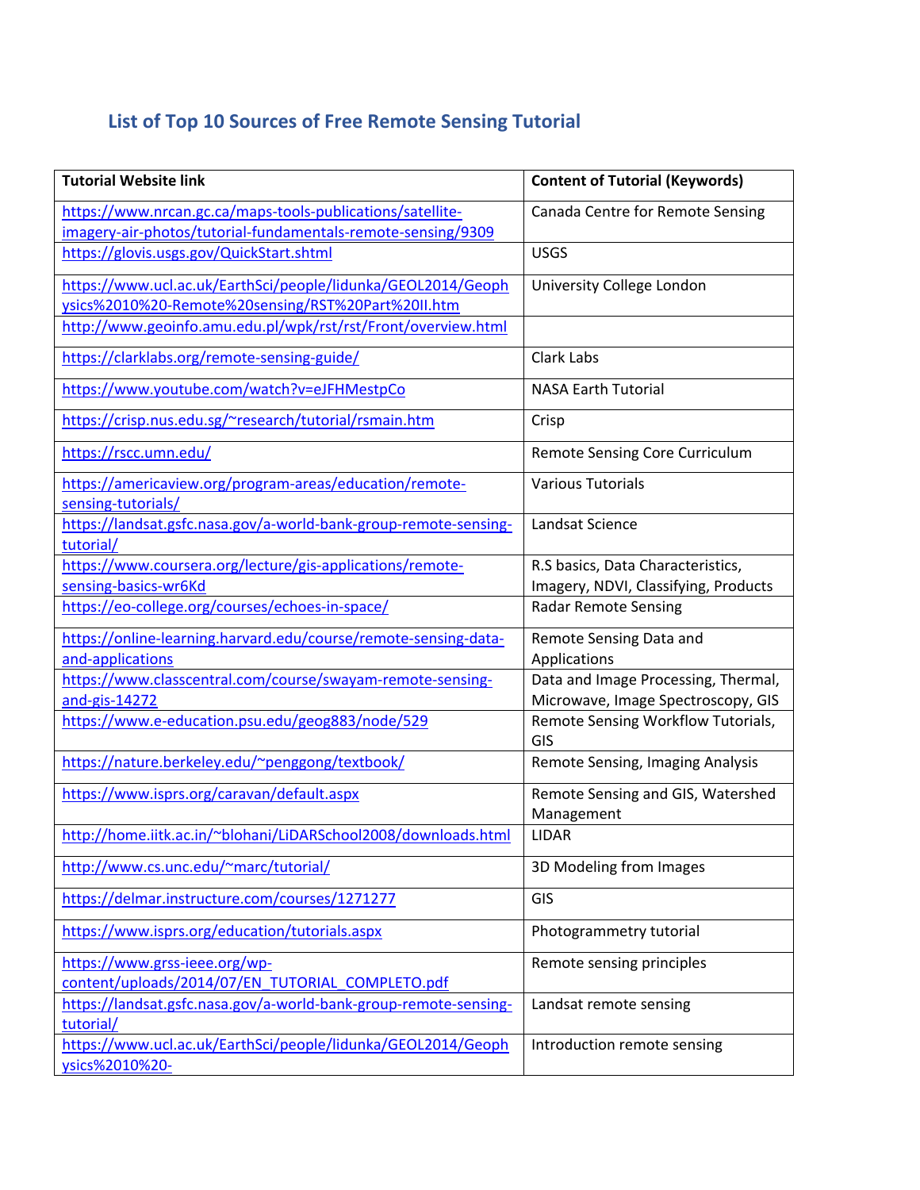## List of Top 10 Sources of Free Remote Sensing Tutorial

| Tutorial Website link | Content of Tutorial (Keywords) |
|---|---|
| https://www.nrcan.gc.ca/maps-tools-publications/satellite-imagery-air-photos/tutorial-fundamentals-remote-sensing/9309 | Canada Centre for Remote Sensing |
| https://glovis.usgs.gov/QuickStart.shtml | USGS |
| https://www.ucl.ac.uk/EarthSci/people/lidunka/GEOL2014/Geophysics%2010%20-Remote%20sensing/RST%20Part%20II.htm | University College London |
| http://www.geoinfo.amu.edu.pl/wpk/rst/rst/Front/overview.html | |
| https://clarklabs.org/remote-sensing-guide/ | Clark Labs |
| https://www.youtube.com/watch?v=eJFHMestpCo | NASA Earth Tutorial |
| https://crisp.nus.edu.sg/~research/tutorial/rsmain.htm | Crisp |
| https://rscc.umn.edu/ | Remote Sensing Core Curriculum |
| https://americaview.org/program-areas/education/remote-sensing-tutorials/ | Various Tutorials |
| https://landsat.gsfc.nasa.gov/a-world-bank-group-remote-sensing-tutorial/ | Landsat Science |
| https://www.coursera.org/lecture/gis-applications/remote-sensing-basics-wr6Kd | R.S basics, Data Characteristics, Imagery, NDVI, Classifying, Products |
| https://eo-college.org/courses/echoes-in-space/ | Radar Remote Sensing |
| https://online-learning.harvard.edu/course/remote-sensing-data-and-applications | Remote Sensing Data and Applications |
| https://www.classcentral.com/course/swayam-remote-sensing-and-gis-14272 | Data and Image Processing, Thermal, Microwave, Image Spectroscopy, GIS |
| https://www.e-education.psu.edu/geog883/node/529 | Remote Sensing Workflow Tutorials, GIS |
| https://nature.berkeley.edu/~penggong/textbook/ | Remote Sensing, Imaging Analysis |
| https://www.isprs.org/caravan/default.aspx | Remote Sensing and GIS, Watershed Management |
| http://home.iitk.ac.in/~blohani/LiDARSchool2008/downloads.html | LIDAR |
| http://www.cs.unc.edu/~marc/tutorial/ | 3D Modeling from Images |
| https://delmar.instructure.com/courses/1271277 | GIS |
| https://www.isprs.org/education/tutorials.aspx | Photogrammetry tutorial |
| https://www.grss-ieee.org/wp-content/uploads/2014/07/EN_TUTORIAL_COMPLETO.pdf | Remote sensing principles |
| https://landsat.gsfc.nasa.gov/a-world-bank-group-remote-sensing-tutorial/ | Landsat remote sensing |
| https://www.ucl.ac.uk/EarthSci/people/lidunka/GEOL2014/Geophysics%2010%20- | Introduction remote sensing |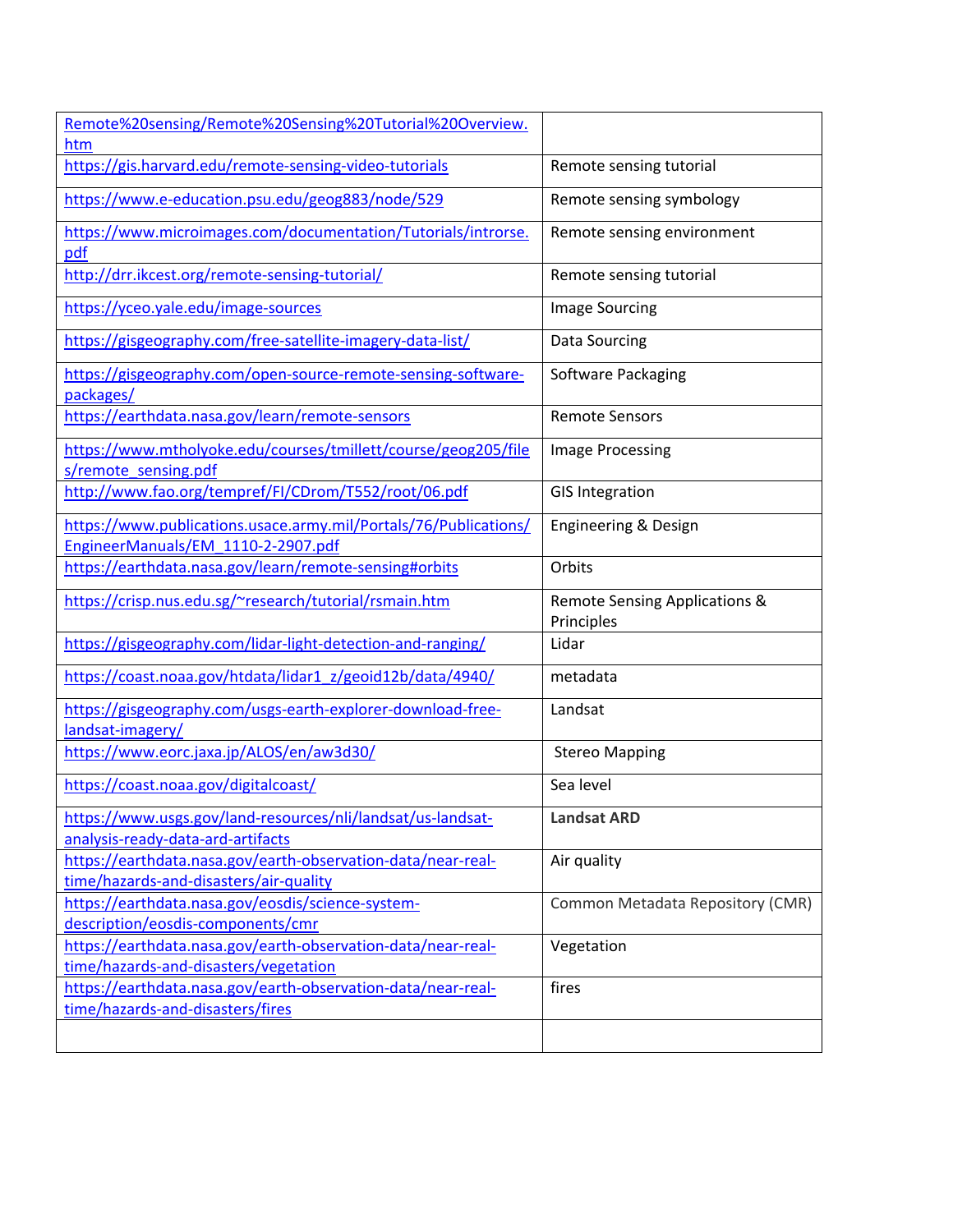| | |
|---|---|
| Remote%20sensing/Remote%20Sensing%20Tutorial%20Overview.htm | |
| https://gis.harvard.edu/remote-sensing-video-tutorials | Remote sensing tutorial |
| https://www.e-education.psu.edu/geog883/node/529 | Remote sensing symbology |
| https://www.microimages.com/documentation/Tutorials/introrse.pdf | Remote sensing environment |
| http://drr.ikcest.org/remote-sensing-tutorial/ | Remote sensing tutorial |
| https://yceo.yale.edu/image-sources | Image Sourcing |
| https://gisgeography.com/free-satellite-imagery-data-list/ | Data Sourcing |
| https://gisgeography.com/open-source-remote-sensing-software-packages/ | Software Packaging |
| https://earthdata.nasa.gov/learn/remote-sensors | Remote Sensors |
| https://www.mtholyoke.edu/courses/tmillett/course/geog205/files/remote_sensing.pdf | Image Processing |
| http://www.fao.org/tempref/FI/CDrom/T552/root/06.pdf | GIS Integration |
| https://www.publications.usace.army.mil/Portals/76/Publications/EngineerManuals/EM_1110-2-2907.pdf | Engineering & Design |
| https://earthdata.nasa.gov/learn/remote-sensing#orbits | Orbits |
| https://crisp.nus.edu.sg/~research/tutorial/rsmain.htm | Remote Sensing Applications & Principles |
| https://gisgeography.com/lidar-light-detection-and-ranging/ | Lidar |
| https://coast.noaa.gov/htdata/lidar1_z/geoid12b/data/4940/ | metadata |
| https://gisgeography.com/usgs-earth-explorer-download-free-landsat-imagery/ | Landsat |
| https://www.eorc.jaxa.jp/ALOS/en/aw3d30/ | Stereo Mapping |
| https://coast.noaa.gov/digitalcoast/ | Sea level |
| https://www.usgs.gov/land-resources/nli/landsat/us-landsat-analysis-ready-data-ard-artifacts | **Landsat ARD** |
| https://earthdata.nasa.gov/earth-observation-data/near-real-time/hazards-and-disasters/air-quality | Air quality |
| https://earthdata.nasa.gov/eosdis/science-system-description/eosdis-components/cmr | Common Metadata Repository (CMR) |
| https://earthdata.nasa.gov/earth-observation-data/near-real-time/hazards-and-disasters/vegetation | Vegetation |
| https://earthdata.nasa.gov/earth-observation-data/near-real-time/hazards-and-disasters/fires | fires |
| | |